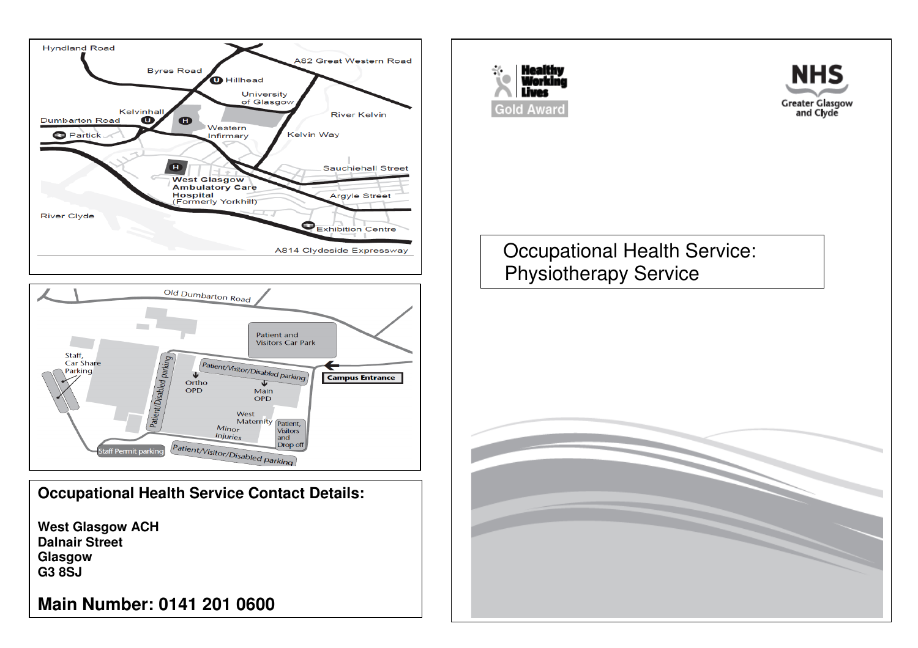## Occupational Health Service Contact Details:

**West Glasgow ACH**
**Dalnair Street**
**Glasgow**
**G3 8SJ**

**Main Number: 0141 201 0600**

Healthy Working Lives
Gold Award

NHS
Greater Glasgow and Clyde

# Occupational Health Service: Physiotherapy Service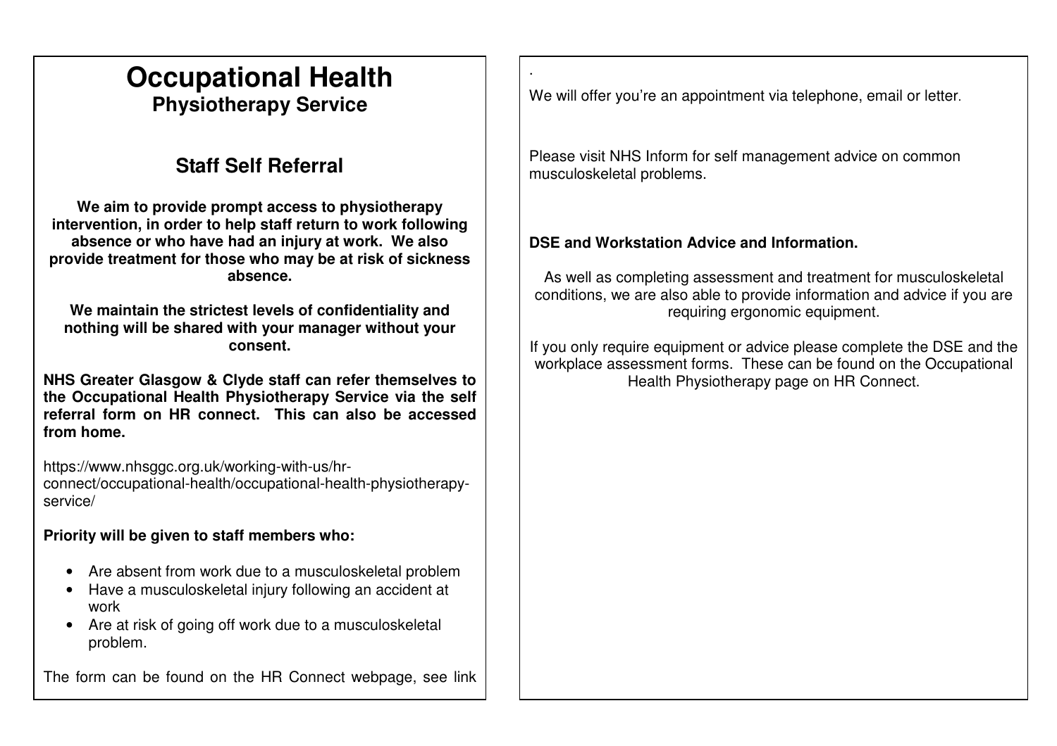# Occupational Health

## Physiotherapy Service

### Staff Self Referral

**We aim to provide prompt access to physiotherapy intervention, in order to help staff return to work following absence or who have had an injury at work. We also provide treatment for those who may be at risk of sickness absence.**

**We maintain the strictest levels of confidentiality and nothing will be shared with your manager without your consent.**

**NHS Greater Glasgow & Clyde staff can refer themselves to the Occupational Health Physiotherapy Service via the self referral form on HR connect. This can also be accessed from home.**

https://www.nhsggc.org.uk/working-with-us/hr-connect/occupational-health/occupational-health-physiotherapy-service/

**Priority will be given to staff members who:**

- Are absent from work due to a musculoskeletal problem
- Have a musculoskeletal injury following an accident at work
- Are at risk of going off work due to a musculoskeletal problem.

The form can be found on the HR Connect webpage, see link

.

We will offer you're an appointment via telephone, email or letter.

Please visit NHS Inform for self management advice on common musculoskeletal problems.

**DSE and Workstation Advice and Information.**

As well as completing assessment and treatment for musculoskeletal conditions, we are also able to provide information and advice if you are requiring ergonomic equipment.

If you only require equipment or advice please complete the DSE and the workplace assessment forms. These can be found on the Occupational Health Physiotherapy page on HR Connect.